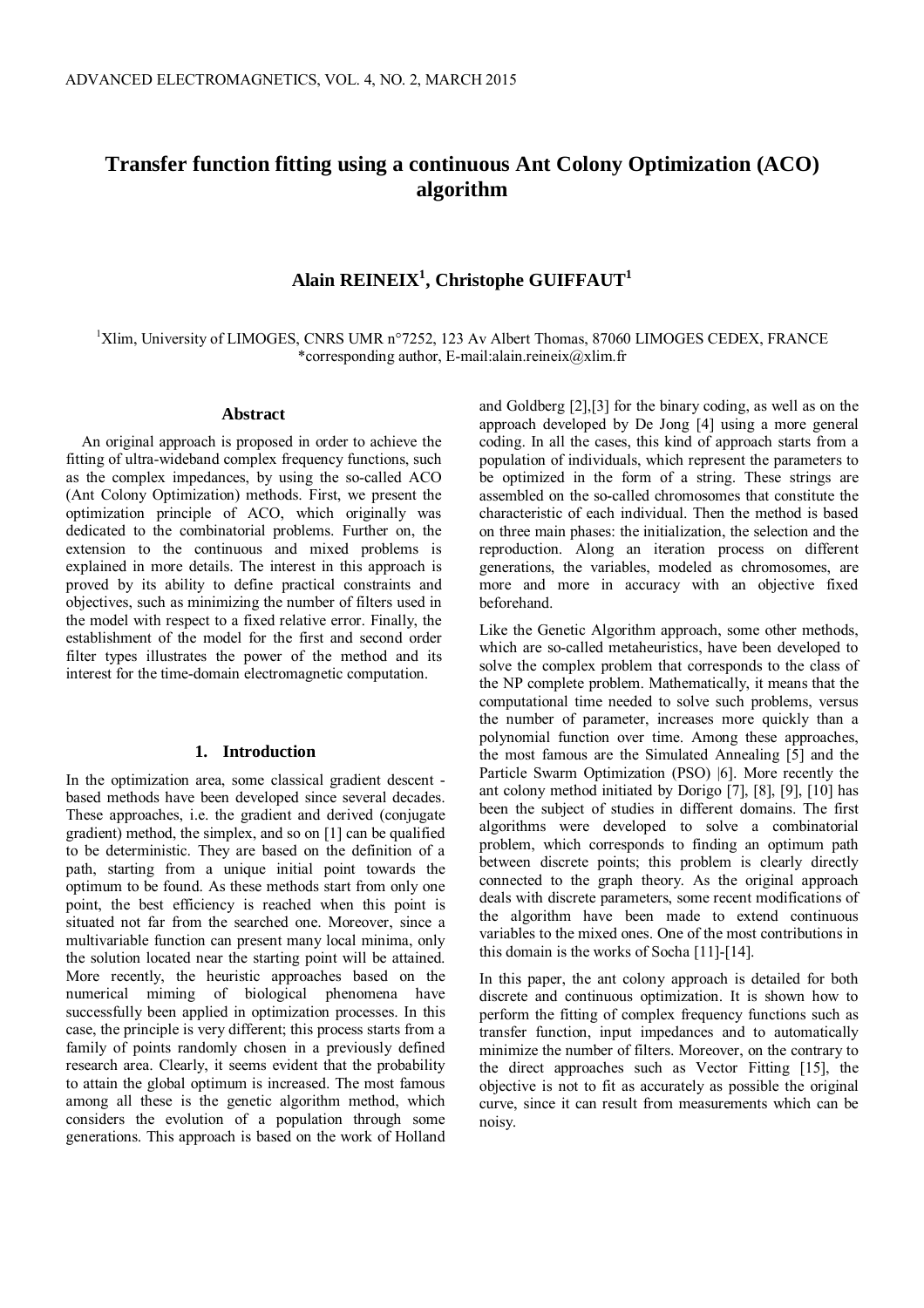# Transfer function fitting using a continuous Ant Colony Optimization (ACO) algorithm

**Alain REINEIX[1], Christophe GUIFFAUT[1]**

[1]Xlim, University of LIMOGES, CNRS UMR n°7252, 123 Av Albert Thomas, 87060 LIMOGES CEDEX, FRANCE
*corresponding author, E-mail:alain.reineix@xlim.fr

## Abstract

An original approach is proposed in order to achieve the fitting of ultra-wideband complex frequency functions, such as the complex impedances, by using the so-called ACO (Ant Colony Optimization) methods. First, we present the optimization principle of ACO, which originally was dedicated to the combinatorial problems. Further on, the extension to the continuous and mixed problems is explained in more details. The interest in this approach is proved by its ability to define practical constraints and objectives, such as minimizing the number of filters used in the model with respect to a fixed relative error. Finally, the establishment of the model for the first and second order filter types illustrates the power of the method and its interest for the time-domain electromagnetic computation.

## 1. Introduction

In the optimization area, some classical gradient descent -based methods have been developed since several decades. These approaches, i.e. the gradient and derived (conjugate gradient) method, the simplex, and so on [1] can be qualified to be deterministic. They are based on the definition of a path, starting from a unique initial point towards the optimum to be found. As these methods start from only one point, the best efficiency is reached when this point is situated not far from the searched one. Moreover, since a multivariable function can present many local minima, only the solution located near the starting point will be attained. More recently, the heuristic approaches based on the numerical miming of biological phenomena have successfully been applied in optimization processes. In this case, the principle is very different; this process starts from a family of points randomly chosen in a previously defined research area. Clearly, it seems evident that the probability to attain the global optimum is increased. The most famous among all these is the genetic algorithm method, which considers the evolution of a population through some generations. This approach is based on the work of Holland and Goldberg [2],[3] for the binary coding, as well as on the approach developed by De Jong [4] using a more general coding. In all the cases, this kind of approach starts from a population of individuals, which represent the parameters to be optimized in the form of a string. These strings are assembled on the so-called chromosomes that constitute the characteristic of each individual. Then the method is based on three main phases: the initialization, the selection and the reproduction. Along an iteration process on different generations, the variables, modeled as chromosomes, are more and more in accuracy with an objective fixed beforehand.

Like the Genetic Algorithm approach, some other methods, which are so-called metaheuristics, have been developed to solve the complex problem that corresponds to the class of the NP complete problem. Mathematically, it means that the computational time needed to solve such problems, versus the number of parameter, increases more quickly than a polynomial function over time. Among these approaches, the most famous are the Simulated Annealing [5] and the Particle Swarm Optimization (PSO) |6]. More recently the ant colony method initiated by Dorigo [7], [8], [9], [10] has been the subject of studies in different domains. The first algorithms were developed to solve a combinatorial problem, which corresponds to finding an optimum path between discrete points; this problem is clearly directly connected to the graph theory. As the original approach deals with discrete parameters, some recent modifications of the algorithm have been made to extend continuous variables to the mixed ones. One of the most contributions in this domain is the works of Socha [11]-[14].

In this paper, the ant colony approach is detailed for both discrete and continuous optimization. It is shown how to perform the fitting of complex frequency functions such as transfer function, input impedances and to automatically minimize the number of filters. Moreover, on the contrary to the direct approaches such as Vector Fitting [15], the objective is not to fit as accurately as possible the original curve, since it can result from measurements which can be noisy.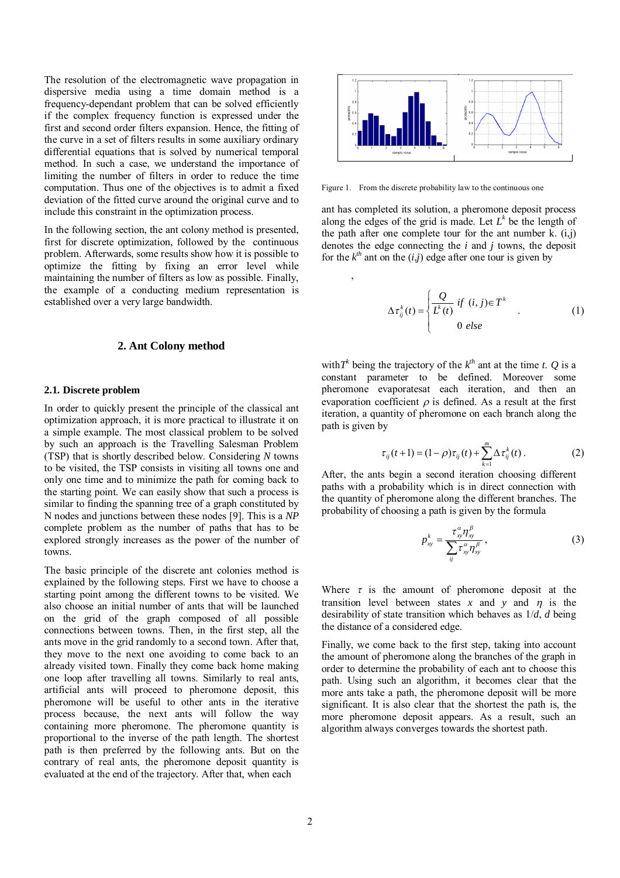The resolution of the electromagnetic wave propagation in dispersive media using a time domain method is a frequency-dependant problem that can be solved efficiently if the complex frequency function is expressed under the first and second order filters expansion. Hence, the fitting of the curve in a set of filters results in some auxiliary ordinary differential equations that is solved by numerical temporal method. In such a case, we understand the importance of limiting the number of filters in order to reduce the time computation. Thus one of the objectives is to admit a fixed deviation of the fitted curve around the original curve and to include this constraint in the optimization process.

In the following section, the ant colony method is presented, first for discrete optimization, followed by the continuous problem. Afterwards, some results show how it is possible to optimize the fitting by fixing an error level while maintaining the number of filters as low as possible. Finally, the example of a conducting medium representation is established over a very large bandwidth.

## 2. Ant Colony method

### 2.1. Discrete problem

In order to quickly present the principle of the classical ant optimization approach, it is more practical to illustrate it on a simple example. The most classical problem to be solved by such an approach is the Travelling Salesman Problem (TSP) that is shortly described below. Considering $N$ towns to be visited, the TSP consists in visiting all towns one and only one time and to minimize the path for coming back to the starting point. We can easily show that such a process is similar to finding the spanning tree of a graph constituted by N nodes and junctions between these nodes [9]. This is a *NP* complete problem as the number of paths that has to be explored strongly increases as the power of the number of towns.

The basic principle of the discrete ant colonies method is explained by the following steps. First we have to choose a starting point among the different towns to be visited. We also choose an initial number of ants that will be launched on the grid of the graph composed of all possible connections between towns. Then, in the first step, all the ants move in the grid randomly to a second town. After that, they move to the next one avoiding to come back to an already visited town. Finally they come back home making one loop after travelling all towns. Similarly to real ants, artificial ants will proceed to pheromone deposit, this pheromone will be useful to other ants in the iterative process because, the next ants will follow the way containing more pheromone. The pheromone quantity is proportional to the inverse of the path length. The shortest path is then preferred by the following ants. But on the contrary of real ants, the pheromone deposit quantity is evaluated at the end of the trajectory. After that, when each ant has completed its solution, a pheromone deposit process along the edges of the grid is made. Let $L^k$ be the length of the path after one complete tour for the ant number k. (i,j) denotes the edge connecting the $i$ and $j$ towns, the deposit for the $k^{th}$ ant on the $(i,j)$ edge after one tour is given by

Figure 1. From the discrete probability law to the continuous one

$$\Delta\tau_{ij}^{k}(t) = \begin{cases} \dfrac{Q}{L^{k}(t)} & if \ (i,j) \in T^{k} \\ 0 & else \end{cases} \quad . \tag{1}$$

with$T^k$ being the trajectory of the $k^{th}$ ant at the time $t$. $Q$ is a constant parameter to be defined. Moreover some pheromone evaporatesat each iteration, and then an evaporation coefficient $\rho$ is defined. As a result at the first iteration, a quantity of pheromone on each branch along the path is given by

$$\tau_{ij}(t+1) = (1-\rho)\tau_{ij}(t) + \sum_{k=1}^{m} \Delta\tau_{ij}^{k}(t) \,. \tag{2}$$

After, the ants begin a second iteration choosing different paths with a probability which is in direct connection with the quantity of pheromone along the different branches. The probability of choosing a path is given by the formula

$$p_{xy}^{k} = \frac{\tau_{xy}^{\alpha}\eta_{xy}^{\beta}}{\sum_{ij} \tau_{xy}^{\alpha}\eta_{xy}^{\beta}} \,, \tag{3}$$

Where $\tau$ is the amount of pheromone deposit at the transition level between states $x$ and $y$ and $\eta$ is the desirability of state transition which behaves as $1/d$, $d$ being the distance of a considered edge.

Finally, we come back to the first step, taking into account the amount of pheromone along the branches of the graph in order to determine the probability of each ant to choose this path. Using such an algorithm, it becomes clear that the more ants take a path, the pheromone deposit will be more significant. It is also clear that the shortest the path is, the more pheromone deposit appears. As a result, such an algorithm always converges towards the shortest path.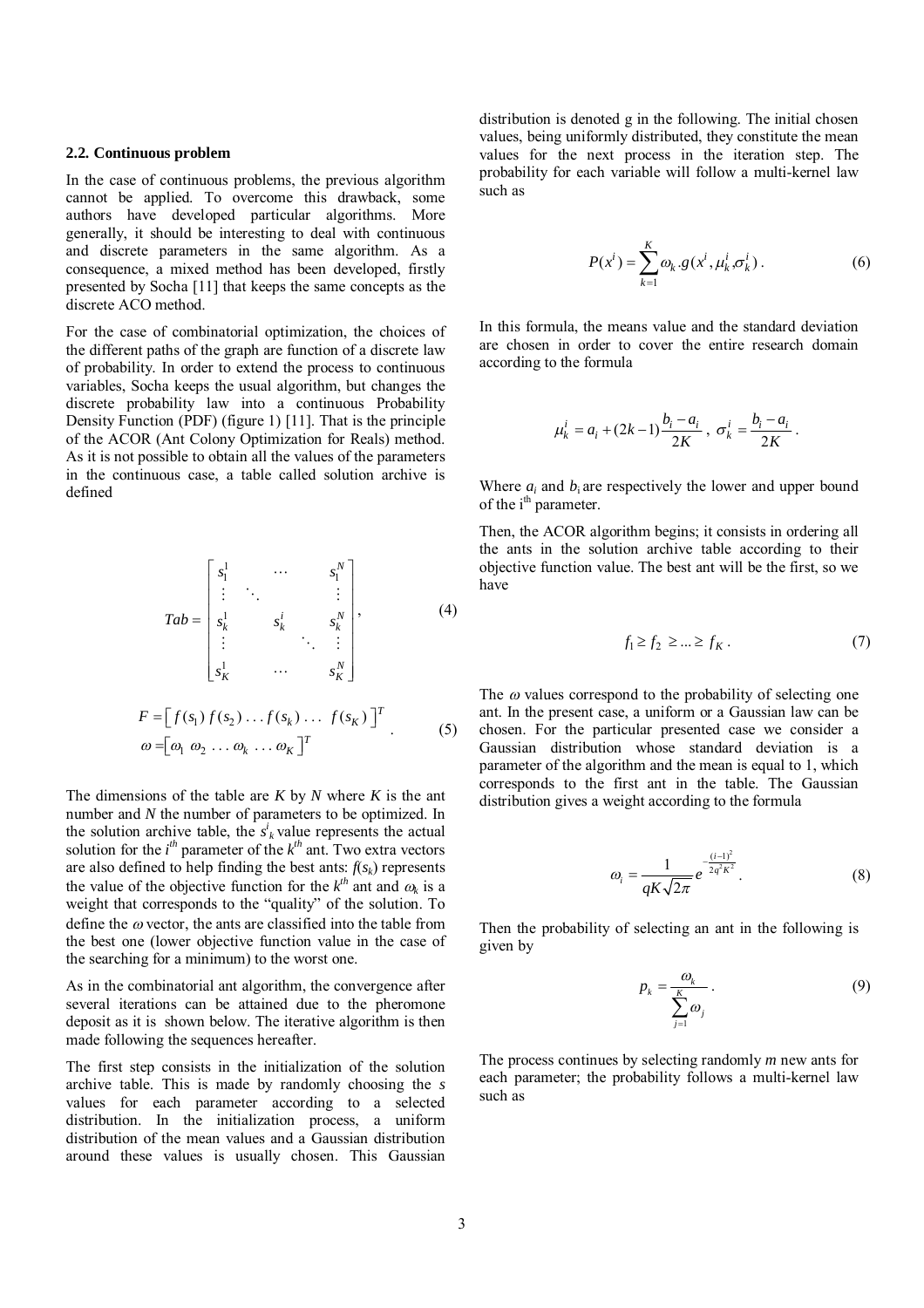### 2.2. Continuous problem

In the case of continuous problems, the previous algorithm cannot be applied. To overcome this drawback, some authors have developed particular algorithms. More generally, it should be interesting to deal with continuous and discrete parameters in the same algorithm. As a consequence, a mixed method has been developed, firstly presented by Socha [11] that keeps the same concepts as the discrete ACO method.

For the case of combinatorial optimization, the choices of the different paths of the graph are function of a discrete law of probability. In order to extend the process to continuous variables, Socha keeps the usual algorithm, but changes the discrete probability law into a continuous Probability Density Function (PDF) (figure 1) [11]. That is the principle of the ACOR (Ant Colony Optimization for Reals) method. As it is not possible to obtain all the values of the parameters in the continuous case, a table called solution archive is defined

$$Tab = \begin{bmatrix} s_1^1 & \cdots & & s_1^N \\ \vdots & \ddots & & \vdots \\ s_k^1 & & s_k^i & s_k^N \\ \vdots & & \ddots & \vdots \\ s_K^1 & \cdots & & s_K^N \end{bmatrix}, \tag{4}$$

$$\begin{aligned} F &= \left[\, f(s_1)\, f(s_2) \ldots f(s_k) \ldots\ f(s_K) \,\right]^T \\ \omega &= \left[\omega_1\ \omega_2\ \ldots \omega_k\ \ldots \omega_K\right]^T \end{aligned} . \tag{5}$$

The dimensions of the table are $K$ by $N$ where $K$ is the ant number and $N$ the number of parameters to be optimized. In the solution archive table, the $s^i_k$ value represents the actual solution for the $i^{th}$ parameter of the $k^{th}$ ant. Two extra vectors are also defined to help finding the best ants: $f(s_k)$ represents the value of the objective function for the $k^{th}$ ant and $\omega_k$ is a weight that corresponds to the "quality" of the solution. To define the $\omega$ vector, the ants are classified into the table from the best one (lower objective function value in the case of the searching for a minimum) to the worst one.

As in the combinatorial ant algorithm, the convergence after several iterations can be attained due to the pheromone deposit as it is shown below. The iterative algorithm is then made following the sequences hereafter.

The first step consists in the initialization of the solution archive table. This is made by randomly choosing the $s$ values for each parameter according to a selected distribution. In the initialization process, a uniform distribution of the mean values and a Gaussian distribution around these values is usually chosen. This Gaussian distribution is denoted g in the following. The initial chosen values, being uniformly distributed, they constitute the mean values for the next process in the iteration step. The probability for each variable will follow a multi-kernel law such as

$$P(x^i) = \sum_{k=1}^{K} \omega_k . g(x^i, \mu_k^i, \sigma_k^i) . \tag{6}$$

In this formula, the means value and the standard deviation are chosen in order to cover the entire research domain according to the formula

$$\mu_k^i = a_i + (2k-1)\frac{b_i - a_i}{2K},\ \sigma_k^i = \frac{b_i - a_i}{2K} .$$

Where $a_i$ and $b_i$ are respectively the lower and upper bound of the i[th] parameter.

Then, the ACOR algorithm begins; it consists in ordering all the ants in the solution archive table according to their objective function value. The best ant will be the first, so we have

$$f_1 \geq f_2 \geq \ldots \geq f_K . \tag{7}$$

The $\omega$ values correspond to the probability of selecting one ant. In the present case, a uniform or a Gaussian law can be chosen. For the particular presented case we consider a Gaussian distribution whose standard deviation is a parameter of the algorithm and the mean is equal to 1, which corresponds to the first ant in the table. The Gaussian distribution gives a weight according to the formula

$$\omega_i = \frac{1}{qK\sqrt{2\pi}} e^{-\frac{(i-1)^2}{2q^2K^2}} . \tag{8}$$

Then the probability of selecting an ant in the following is given by

$$p_k = \frac{\omega_k}{\sum_{j=1}^{K} \omega_j} . \tag{9}$$

The process continues by selecting randomly $m$ new ants for each parameter; the probability follows a multi-kernel law such as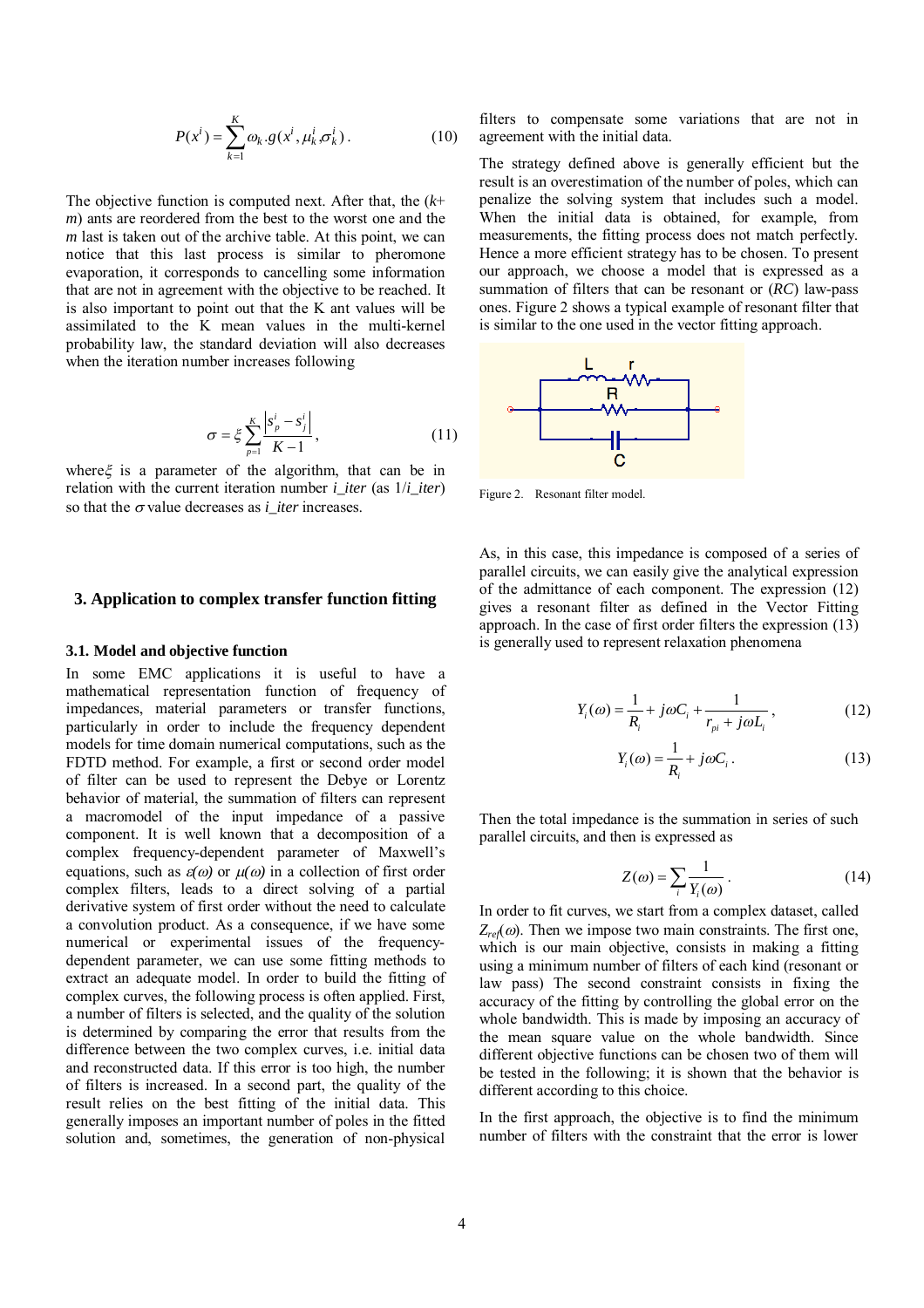$$P(x^i) = \sum_{k=1}^{K} \omega_k . g(x^i, \mu_k^i, \sigma_k^i) . \tag{10}$$

The objective function is computed next. After that, the ($k$+ $m$) ants are reordered from the best to the worst one and the $m$ last is taken out of the archive table. At this point, we can notice that this last process is similar to pheromone evaporation, it corresponds to cancelling some information that are not in agreement with the objective to be reached. It is also important to point out that the K ant values will be assimilated to the K mean values in the multi-kernel probability law, the standard deviation will also decreases when the iteration number increases following

$$\sigma = \xi \sum_{p=1}^{K} \frac{\left| s_p^i - s_j^i \right|}{K-1} , \tag{11}$$

where $\xi$ is a parameter of the algorithm, that can be in relation with the current iteration number *i_iter* (as 1/*i_iter*) so that the $\sigma$ value decreases as *i_iter* increases.

## 3. Application to complex transfer function fitting

### 3.1. Model and objective function

In some EMC applications it is useful to have a mathematical representation function of frequency of impedances, material parameters or transfer functions, particularly in order to include the frequency dependent models for time domain numerical computations, such as the FDTD method. For example, a first or second order model of filter can be used to represent the Debye or Lorentz behavior of material, the summation of filters can represent a macromodel of the input impedance of a passive component. It is well known that a decomposition of a complex frequency-dependent parameter of Maxwell's equations, such as $\varepsilon(\omega)$ or $\mu(\omega)$ in a collection of first order complex filters, leads to a direct solving of a partial derivative system of first order without the need to calculate a convolution product. As a consequence, if we have some numerical or experimental issues of the frequency-dependent parameter, we can use some fitting methods to extract an adequate model. In order to build the fitting of complex curves, the following process is often applied. First, a number of filters is selected, and the quality of the solution is determined by comparing the error that results from the difference between the two complex curves, i.e. initial data and reconstructed data. If this error is too high, the number of filters is increased. In a second part, the quality of the result relies on the best fitting of the initial data. This generally imposes an important number of poles in the fitted solution and, sometimes, the generation of non-physical filters to compensate some variations that are not in agreement with the initial data.

The strategy defined above is generally efficient but the result is an overestimation of the number of poles, which can penalize the solving system that includes such a model. When the initial data is obtained, for example, from measurements, the fitting process does not match perfectly. Hence a more efficient strategy has to be chosen. To present our approach, we choose a model that is expressed as a summation of filters that can be resonant or (*RC*) law-pass ones. Figure 2 shows a typical example of resonant filter that is similar to the one used in the vector fitting approach.

Figure 2. Resonant filter model.

As, in this case, this impedance is composed of a series of parallel circuits, we can easily give the analytical expression of the admittance of each component. The expression (12) gives a resonant filter as defined in the Vector Fitting approach. In the case of first order filters the expression (13) is generally used to represent relaxation phenomena

$$Y_i(\omega) = \frac{1}{R_i} + j\omega C_i + \frac{1}{r_{pi} + j\omega L_i} , \tag{12}$$

$$Y_i(\omega) = \frac{1}{R_i} + j\omega C_i . \tag{13}$$

Then the total impedance is the summation in series of such parallel circuits, and then is expressed as

$$Z(\omega) = \sum_i \frac{1}{Y_i(\omega)} . \tag{14}$$

In order to fit curves, we start from a complex dataset, called $Z_{ref}(\omega)$. Then we impose two main constraints. The first one, which is our main objective, consists in making a fitting using a minimum number of filters of each kind (resonant or law pass) The second constraint consists in fixing the accuracy of the fitting by controlling the global error on the whole bandwidth. This is made by imposing an accuracy of the mean square value on the whole bandwidth. Since different objective functions can be chosen two of them will be tested in the following; it is shown that the behavior is different according to this choice.

In the first approach, the objective is to find the minimum number of filters with the constraint that the error is lower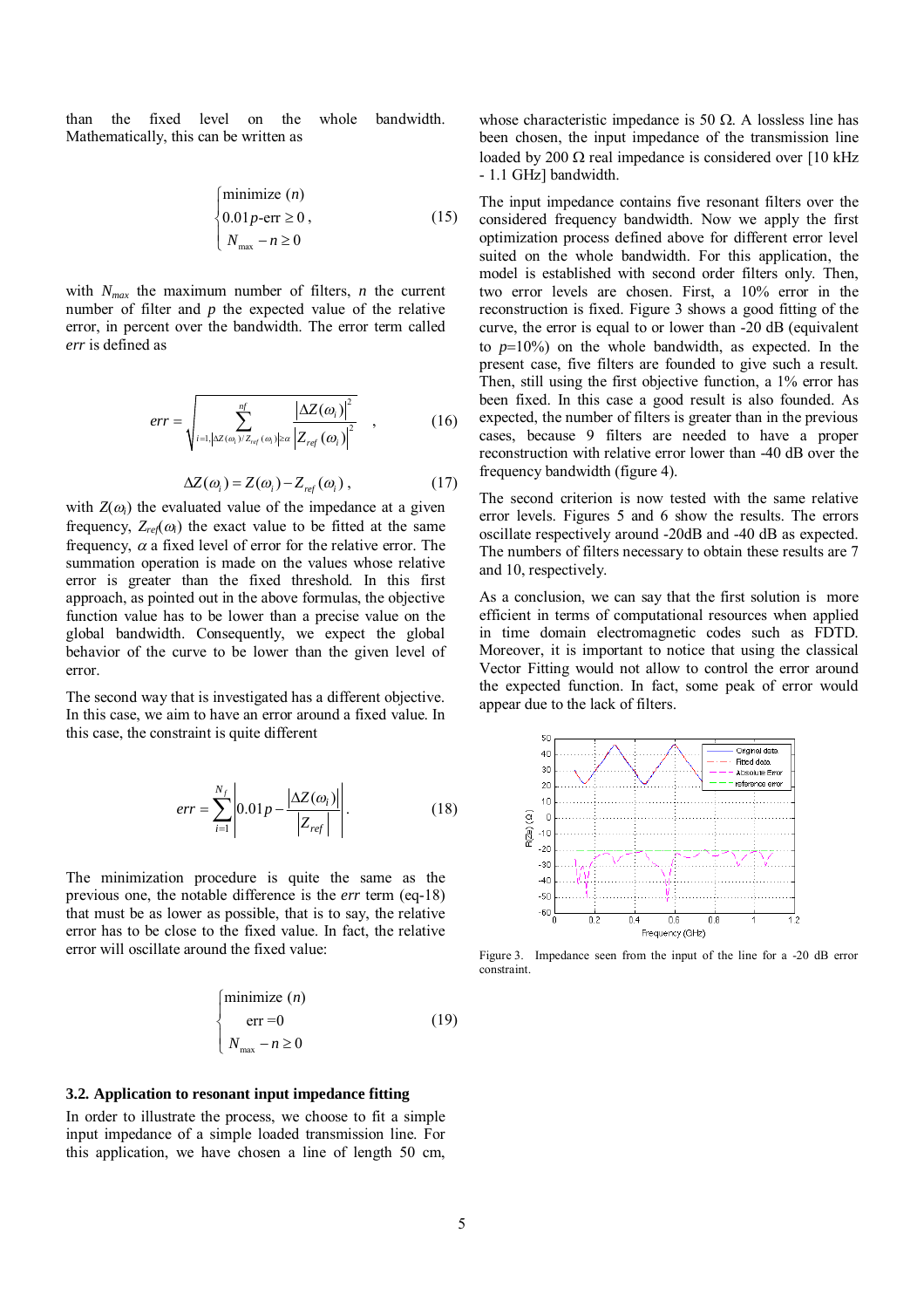than the fixed level on the whole bandwidth. Mathematically, this can be written as

$$\begin{cases} \text{minimize } (n) \\ 0.01p\text{-err} \geq 0 \\ N_{\max} - n \geq 0 \end{cases}, \tag{15}$$

with $N_{max}$ the maximum number of filters, $n$ the current number of filter and $p$ the expected value of the relative error, in percent over the bandwidth. The error term called *err* is defined as

$$err = \sqrt{\sum_{i=1, \left|\Delta Z(\omega_i)/Z_{ref}(\omega_i)\right| \geq \alpha}^{nf} \frac{\left|\Delta Z(\omega_i)\right|^2}{\left|Z_{ref}(\omega_i)\right|^2}} \quad , \tag{16}$$

$$\Delta Z(\omega_i) = Z(\omega_i) - Z_{ref}(\omega_i)\,, \tag{17}$$

with $Z(\omega_i)$ the evaluated value of the impedance at a given frequency, $Z_{ref}(\omega_i)$ the exact value to be fitted at the same frequency, $\alpha$ a fixed level of error for the relative error. The summation operation is made on the values whose relative error is greater than the fixed threshold. In this first approach, as pointed out in the above formulas, the objective function value has to be lower than a precise value on the global bandwidth. Consequently, we expect the global behavior of the curve to be lower than the given level of error.

The second way that is investigated has a different objective. In this case, we aim to have an error around a fixed value. In this case, the constraint is quite different

$$err = \sum_{i=1}^{N_f} \left| 0.01p - \frac{\left|\Delta Z(\omega_i)\right|}{\left|Z_{ref}\right|} \right|. \tag{18}$$

The minimization procedure is quite the same as the previous one, the notable difference is the *err* term (eq-18) that must be as lower as possible, that is to say, the relative error has to be close to the fixed value. In fact, the relative error will oscillate around the fixed value:

$$\begin{cases} \text{minimize } (n) \\ \text{err} = 0 \\ N_{\max} - n \geq 0 \end{cases} \tag{19}$$

### 3.2. Application to resonant input impedance fitting

In order to illustrate the process, we choose to fit a simple input impedance of a simple loaded transmission line. For this application, we have chosen a line of length 50 cm, whose characteristic impedance is 50 Ω. A lossless line has been chosen, the input impedance of the transmission line loaded by 200 Ω real impedance is considered over [10 kHz - 1.1 GHz] bandwidth.

The input impedance contains five resonant filters over the considered frequency bandwidth. Now we apply the first optimization process defined above for different error level suited on the whole bandwidth. For this application, the model is established with second order filters only. Then, two error levels are chosen. First, a 10% error in the reconstruction is fixed. Figure 3 shows a good fitting of the curve, the error is equal to or lower than -20 dB (equivalent to $p$=10%) on the whole bandwidth, as expected. In the present case, five filters are founded to give such a result. Then, still using the first objective function, a 1% error has been fixed. In this case a good result is also founded. As expected, the number of filters is greater than in the previous cases, because 9 filters are needed to have a proper reconstruction with relative error lower than -40 dB over the frequency bandwidth (figure 4).

The second criterion is now tested with the same relative error levels. Figures 5 and 6 show the results. The errors oscillate respectively around -20dB and -40 dB as expected. The numbers of filters necessary to obtain these results are 7 and 10, respectively.

As a conclusion, we can say that the first solution is more efficient in terms of computational resources when applied in time domain electromagnetic codes such as FDTD. Moreover, it is important to notice that using the classical Vector Fitting would not allow to control the error around the expected function. In fact, some peak of error would appear due to the lack of filters.

Figure 3. Impedance seen from the input of the line for a -20 dB error constraint.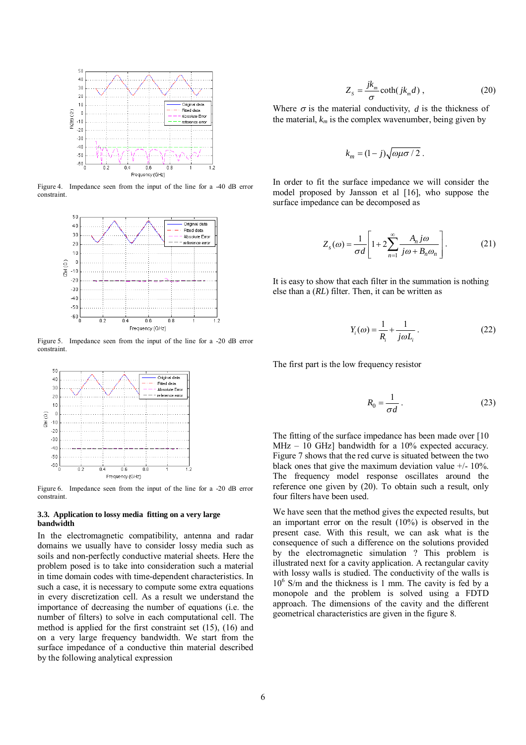Figure 4. Impedance seen from the input of the line for a -40 dB error constraint.

Figure 5. Impedance seen from the input of the line for a -20 dB error constraint.

Figure 6. Impedance seen from the input of the line for a -20 dB error constraint.

### 3.3. Application to lossy media fitting on a very large bandwidth

In the electromagnetic compatibility, antenna and radar domains we usually have to consider lossy media such as soils and non-perfectly conductive material sheets. Here the problem posed is to take into consideration such a material in time domain codes with time-dependent characteristics. In such a case, it is necessary to compute some extra equations in every discretization cell. As a result we understand the importance of decreasing the number of equations (i.e. the number of filters) to solve in each computational cell. The method is applied for the first constraint set (15), (16) and on a very large frequency bandwidth. We start from the surface impedance of a conductive thin material described by the following analytical expression

$$Z_S = \frac{jk_m}{\sigma}\coth(jk_m d)\,, \tag{20}$$

Where $\sigma$ is the material conductivity, $d$ is the thickness of the material, $k_m$ is the complex wavenumber, being given by

$$k_m = (1-j)\sqrt{\omega\mu\sigma/2}\,.$$

In order to fit the surface impedance we will consider the model proposed by Jansson et al [16], who suppose the surface impedance can be decomposed as

$$Z_s(\omega) = \frac{1}{\sigma d}\left[1 + 2\sum_{n=1}^{\infty}\frac{A_n j\omega}{j\omega + B_n\omega_n}\right]. \tag{21}$$

It is easy to show that each filter in the summation is nothing else than a $(RL)$ filter. Then, it can be written as

$$Y_i(\omega) = \frac{1}{R_i} + \frac{1}{j\omega L_i}\,. \tag{22}$$

The first part is the low frequency resistor

$$R_0 = \frac{1}{\sigma d}\,. \tag{23}$$

The fitting of the surface impedance has been made over [10 MHz – 10 GHz] bandwidth for a 10% expected accuracy. Figure 7 shows that the red curve is situated between the two black ones that give the maximum deviation value +/- 10%. The frequency model response oscillates around the reference one given by (20). To obtain such a result, only four filters have been used.

We have seen that the method gives the expected results, but an important error on the result (10%) is observed in the present case. With this result, we can ask what is the consequence of such a difference on the solutions provided by the electromagnetic simulation ? This problem is illustrated next for a cavity application. A rectangular cavity with lossy walls is studied. The conductivity of the walls is $10^6$ S/m and the thickness is 1 mm. The cavity is fed by a monopole and the problem is solved using a FDTD approach. The dimensions of the cavity and the different geometrical characteristics are given in the figure 8.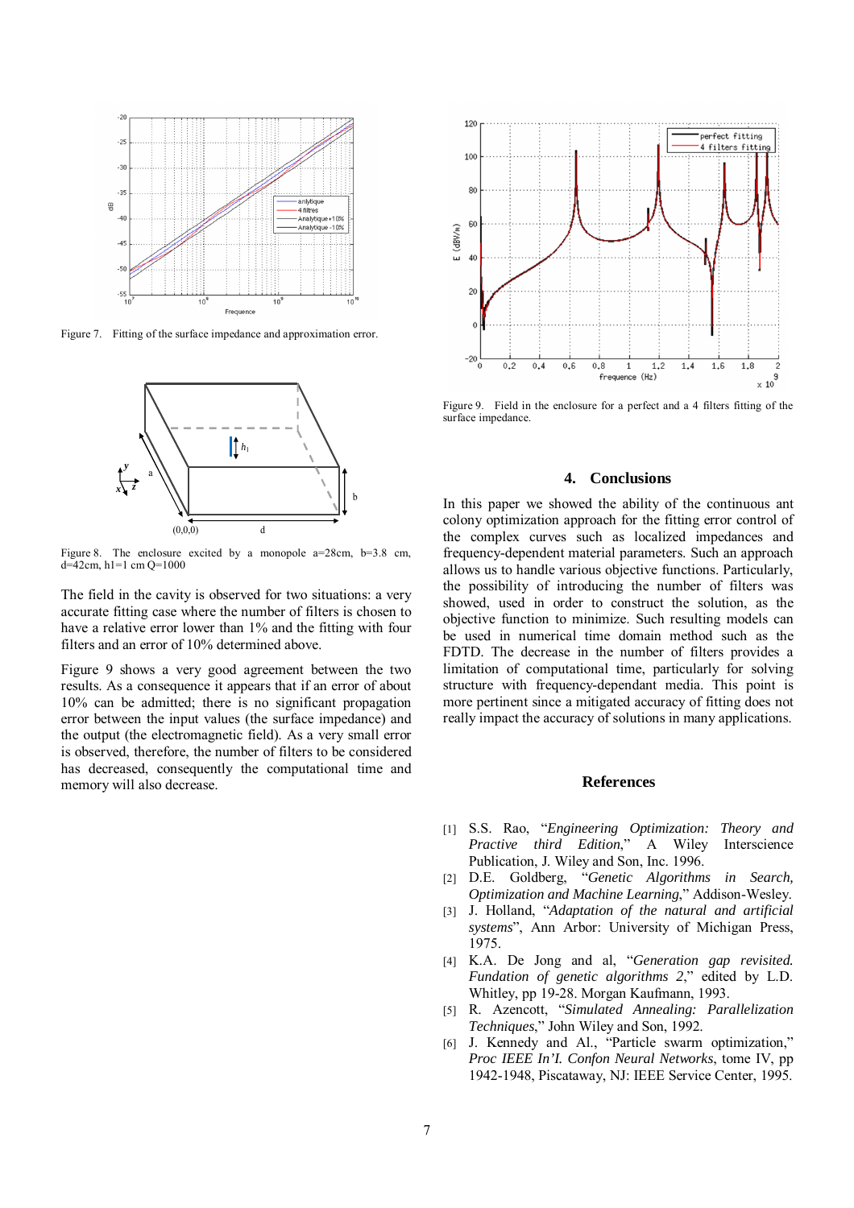Figure 7. Fitting of the surface impedance and approximation error.

Figure 8. The enclosure excited by a monopole a=28cm, b=3.8 cm, d=42cm, h1=1 cm Q=1000

The field in the cavity is observed for two situations: a very accurate fitting case where the number of filters is chosen to have a relative error lower than 1% and the fitting with four filters and an error of 10% determined above.

Figure 9 shows a very good agreement between the two results. As a consequence it appears that if an error of about 10% can be admitted; there is no significant propagation error between the input values (the surface impedance) and the output (the electromagnetic field). As a very small error is observed, therefore, the number of filters to be considered has decreased, consequently the computational time and memory will also decrease.

Figure 9. Field in the enclosure for a perfect and a 4 filters fitting of the surface impedance.

## 4. Conclusions

In this paper we showed the ability of the continuous ant colony optimization approach for the fitting error control of the complex curves such as localized impedances and frequency-dependent material parameters. Such an approach allows us to handle various objective functions. Particularly, the possibility of introducing the number of filters was showed, used in order to construct the solution, as the objective function to minimize. Such resulting models can be used in numerical time domain method such as the FDTD. The decrease in the number of filters provides a limitation of computational time, particularly for solving structure with frequency-dependant media. This point is more pertinent since a mitigated accuracy of fitting does not really impact the accuracy of solutions in many applications.

## References

[1] S.S. Rao, "*Engineering Optimization: Theory and Practive third Edition*," A Wiley Interscience Publication, J. Wiley and Son, Inc. 1996.

[2] D.E. Goldberg, "*Genetic Algorithms in Search, Optimization and Machine Learning*," Addison-Wesley.

[3] J. Holland, "*Adaptation of the natural and artificial systems*", Ann Arbor: University of Michigan Press, 1975.

[4] K.A. De Jong and al, "*Generation gap revisited. Fundation of genetic algorithms 2*," edited by L.D. Whitley, pp 19-28. Morgan Kaufmann, 1993.

[5] R. Azencott, "*Simulated Annealing: Parallelization Techniques*," John Wiley and Son, 1992.

[6] J. Kennedy and Al., "Particle swarm optimization," *Proc IEEE In'I. Confon Neural Networks*, tome IV, pp 1942-1948, Piscataway, NJ: IEEE Service Center, 1995.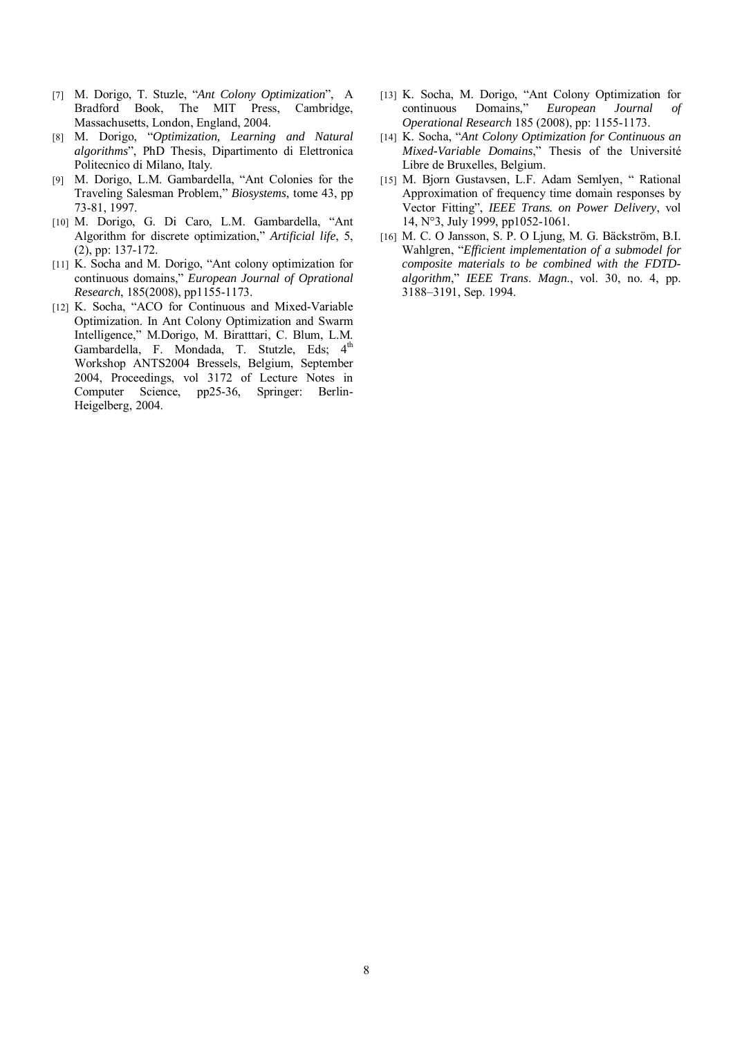[7] M. Dorigo, T. Stuzle, "*Ant Colony Optimization*", A Bradford Book, The MIT Press, Cambridge, Massachusetts, London, England, 2004.

[8] M. Dorigo, "*Optimization, Learning and Natural algorithms*", PhD Thesis, Dipartimento di Elettronica Politecnico di Milano, Italy.

[9] M. Dorigo, L.M. Gambardella, "Ant Colonies for the Traveling Salesman Problem," *Biosystems*, tome 43, pp 73-81, 1997.

[10] M. Dorigo, G. Di Caro, L.M. Gambardella, "Ant Algorithm for discrete optimization," *Artificial life*, 5, (2), pp: 137-172.

[11] K. Socha and M. Dorigo, "Ant colony optimization for continuous domains," *European Journal of Oprational Research*, 185(2008), pp1155-1173.

[12] K. Socha, "ACO for Continuous and Mixed-Variable Optimization. In Ant Colony Optimization and Swarm Intelligence," M.Dorigo, M. Biratttari, C. Blum, L.M. Gambardella, F. Mondada, T. Stutzle, Eds; 4th Workshop ANTS2004 Bressels, Belgium, September 2004, Proceedings, vol 3172 of Lecture Notes in Computer Science, pp25-36, Springer: Berlin-Heigelberg, 2004.

[13] K. Socha, M. Dorigo, "Ant Colony Optimization for continuous Domains," *European Journal of Operational Research* 185 (2008), pp: 1155-1173.

[14] K. Socha, "*Ant Colony Optimization for Continuous an Mixed-Variable Domains*," Thesis of the Université Libre de Bruxelles, Belgium.

[15] M. Bjorn Gustavsen, L.F. Adam Semlyen, " Rational Approximation of frequency time domain responses by Vector Fitting", *IEEE Trans. on Power Delivery*, vol 14, N°3, July 1999, pp1052-1061.

[16] M. C. O Jansson, S. P. O Ljung, M. G. Bäckström, B.I. Wahlgren, "*Efficient implementation of a submodel for composite materials to be combined with the FDTD-algorithm*," *IEEE Trans. Magn.*, vol. 30, no. 4, pp. 3188–3191, Sep. 1994.